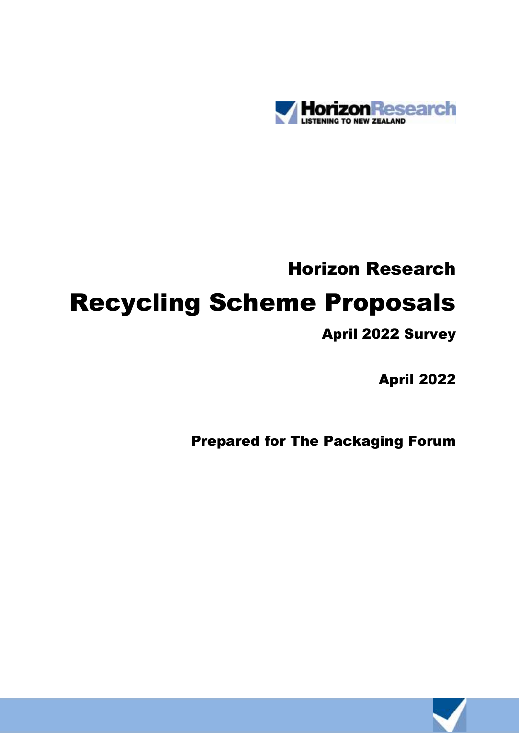HorizonResearch
LISTENING TO NEW ZEALAND

## Horizon Research

# Recycling Scheme Proposals

### April 2022 Survey

**April 2022**

**Prepared for The Packaging Forum**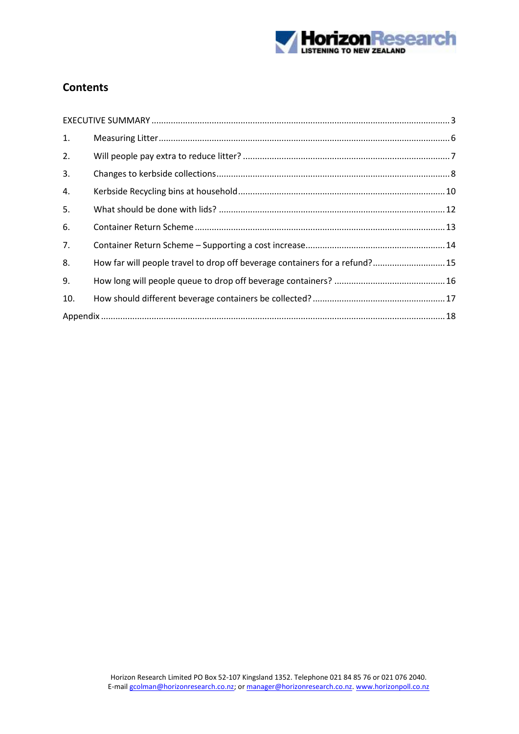## Contents

| | | |
|---|---|---|
| EXECUTIVE SUMMARY | | 3 |
| 1. | Measuring Litter | 6 |
| 2. | Will people pay extra to reduce litter? | 7 |
| 3. | Changes to kerbside collections | 8 |
| 4. | Kerbside Recycling bins at household | 10 |
| 5. | What should be done with lids? | 12 |
| 6. | Container Return Scheme | 13 |
| 7. | Container Return Scheme – Supporting a cost increase | 14 |
| 8. | How far will people travel to drop off beverage containers for a refund? | 15 |
| 9. | How long will people queue to drop off beverage containers? | 16 |
| 10. | How should different beverage containers be collected? | 17 |
| Appendix | | 18 |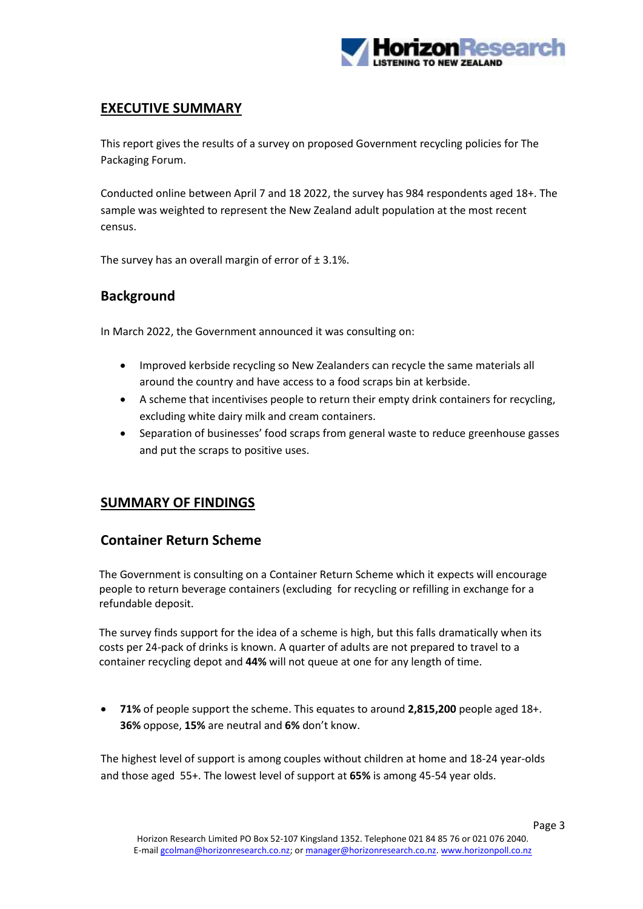## EXECUTIVE SUMMARY

This report gives the results of a survey on proposed Government recycling policies for The Packaging Forum.

Conducted online between April 7 and 18 2022, the survey has 984 respondents aged 18+. The sample was weighted to represent the New Zealand adult population at the most recent census.

The survey has an overall margin of error of ± 3.1%.

### Background

In March 2022, the Government announced it was consulting on:

- Improved kerbside recycling so New Zealanders can recycle the same materials all around the country and have access to a food scraps bin at kerbside.
- A scheme that incentivises people to return their empty drink containers for recycling, excluding white dairy milk and cream containers.
- Separation of businesses' food scraps from general waste to reduce greenhouse gasses and put the scraps to positive uses.

## SUMMARY OF FINDINGS

### Container Return Scheme

The Government is consulting on a Container Return Scheme which it expects will encourage people to return beverage containers (excluding  for recycling or refilling in exchange for a refundable deposit.

The survey finds support for the idea of a scheme is high, but this falls dramatically when its costs per 24-pack of drinks is known. A quarter of adults are not prepared to travel to a container recycling depot and **44%** will not queue at one for any length of time.

- **71%** of people support the scheme. This equates to around **2,815,200** people aged 18+. **36%** oppose, **15%** are neutral and **6%** don't know.

The highest level of support is among couples without children at home and 18-24 year-olds and those aged  55+. The lowest level of support at **65%** is among 45-54 year olds.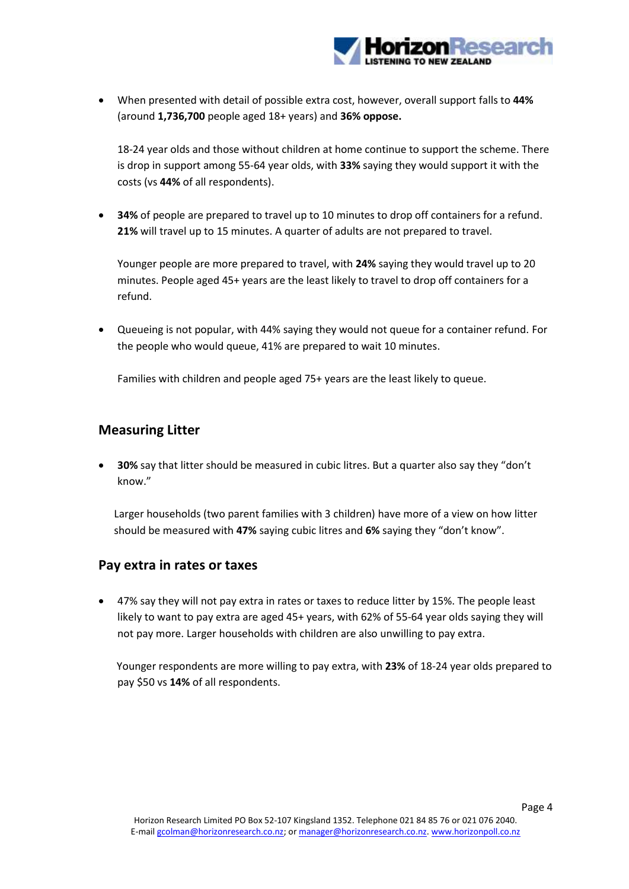- When presented with detail of possible extra cost, however, overall support falls to **44%** (around **1,736,700** people aged 18+ years) and **36% oppose.**

  18-24 year olds and those without children at home continue to support the scheme. There is drop in support among 55-64 year olds, with **33%** saying they would support it with the costs (vs **44%** of all respondents).

- **34%** of people are prepared to travel up to 10 minutes to drop off containers for a refund. **21%** will travel up to 15 minutes. A quarter of adults are not prepared to travel.

  Younger people are more prepared to travel, with **24%** saying they would travel up to 20 minutes. People aged 45+ years are the least likely to travel to drop off containers for a refund.

- Queueing is not popular, with 44% saying they would not queue for a container refund. For the people who would queue, 41% are prepared to wait 10 minutes.

  Families with children and people aged 75+ years are the least likely to queue.

## Measuring Litter

- **30%** say that litter should be measured in cubic litres. But a quarter also say they "don't know."

  Larger households (two parent families with 3 children) have more of a view on how litter should be measured with **47%** saying cubic litres and **6%** saying they "don't know".

## Pay extra in rates or taxes

- 47% say they will not pay extra in rates or taxes to reduce litter by 15%. The people least likely to want to pay extra are aged 45+ years, with 62% of 55-64 year olds saying they will not pay more. Larger households with children are also unwilling to pay extra.

  Younger respondents are more willing to pay extra, with **23%** of 18-24 year olds prepared to pay $50 vs **14%** of all respondents.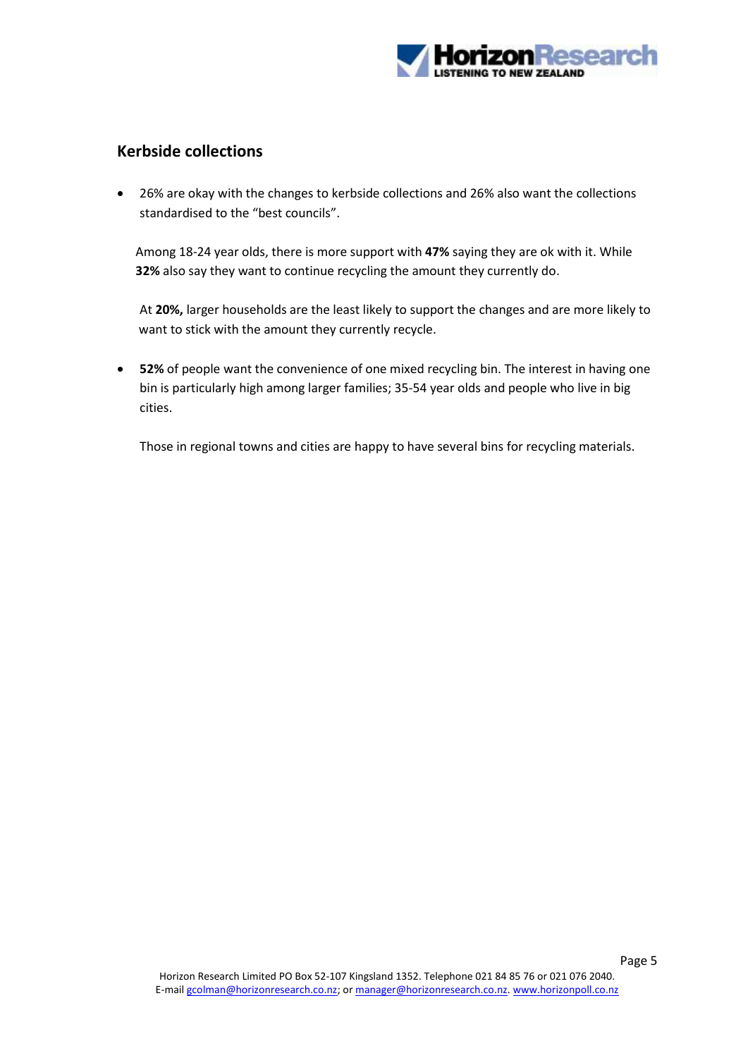## Kerbside collections

- 26% are okay with the changes to kerbside collections and 26% also want the collections standardised to the "best councils".

  Among 18-24 year olds, there is more support with **47%** saying they are ok with it. While **32%** also say they want to continue recycling the amount they currently do.

  At **20%,** larger households are the least likely to support the changes and are more likely to want to stick with the amount they currently recycle.

- **52%** of people want the convenience of one mixed recycling bin. The interest in having one bin is particularly high among larger families; 35-54 year olds and people who live in big cities.

  Those in regional towns and cities are happy to have several bins for recycling materials.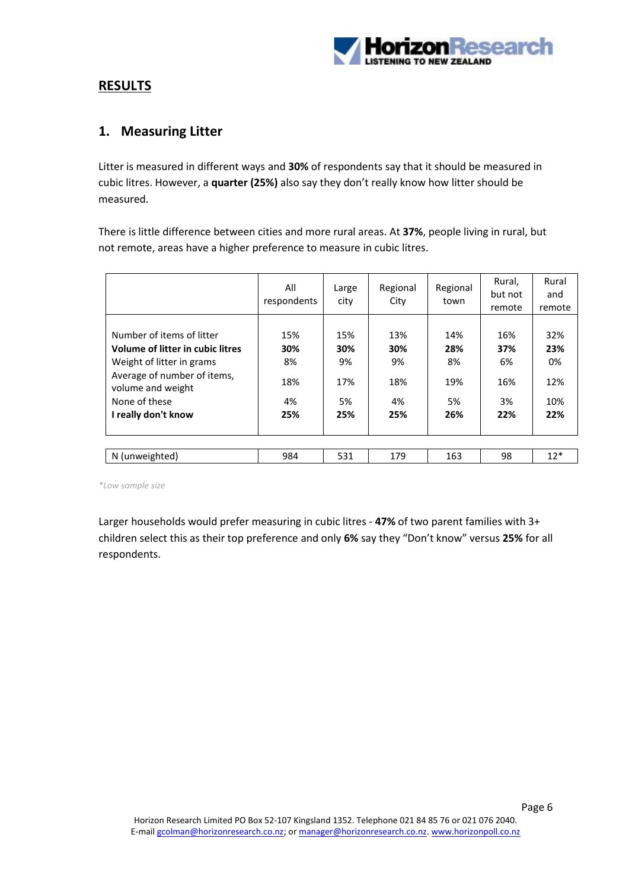## RESULTS

### 1. Measuring Litter

Litter is measured in different ways and **30%** of respondents say that it should be measured in cubic litres. However, a **quarter (25%)** also say they don't really know how litter should be measured.

There is little difference between cities and more rural areas. At **37%**, people living in rural, but not remote, areas have a higher preference to measure in cubic litres.

| | All respondents | Large city | Regional City | Regional town | Rural, but not remote | Rural and remote |
|---|---|---|---|---|---|---|
| Number of items of litter | 15% | 15% | 13% | 14% | 16% | 32% |
| **Volume of litter in cubic litres** | **30%** | **30%** | **30%** | **28%** | **37%** | **23%** |
| Weight of litter in grams | 8% | 9% | 9% | 8% | 6% | 0% |
| Average of number of items, volume and weight | 18% | 17% | 18% | 19% | 16% | 12% |
| None of these | 4% | 5% | 4% | 5% | 3% | 10% |
| **I really don't know** | **25%** | **25%** | **25%** | **26%** | **22%** | **22%** |
| N (unweighted) | 984 | 531 | 179 | 163 | 98 | 12* |

*\*Low sample size*

Larger households would prefer measuring in cubic litres - **47%** of two parent families with 3+ children select this as their top preference and only **6%** say they "Don't know" versus **25%** for all respondents.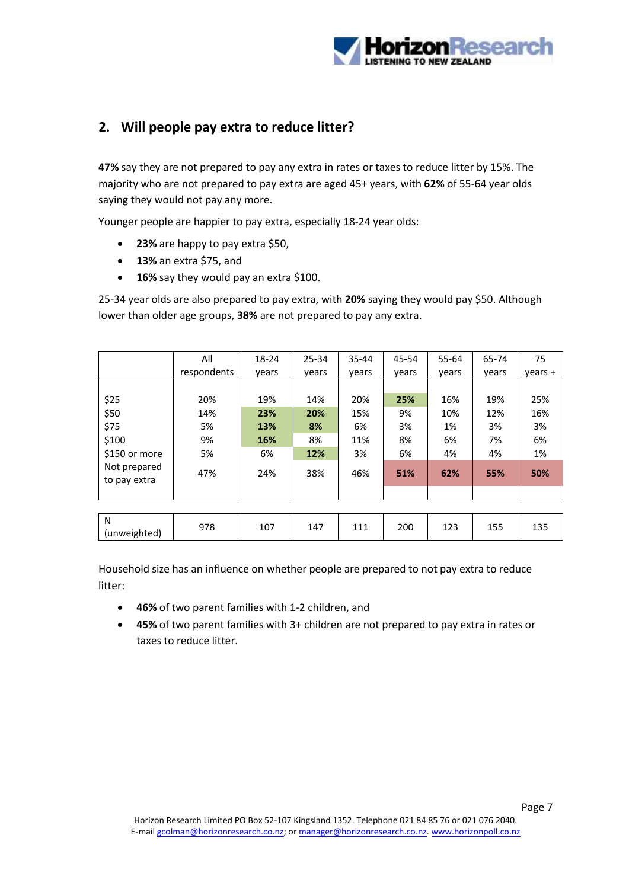## 2. Will people pay extra to reduce litter?

**47%** say they are not prepared to pay any extra in rates or taxes to reduce litter by 15%. The majority who are not prepared to pay extra are aged 45+ years, with **62%** of 55-64 year olds saying they would not pay any more.

Younger people are happier to pay extra, especially 18-24 year olds:

- **23%** are happy to pay extra $50,
- **13%** an extra $75, and
- **16%** say they would pay an extra $100.

25-34 year olds are also prepared to pay extra, with **20%** saying they would pay $50. Although lower than older age groups, **38%** are not prepared to pay any extra.

| | All respondents | 18-24 years | 25-34 years | 35-44 years | 45-54 years | 55-64 years | 65-74 years | 75 years + |
|---|---|---|---|---|---|---|---|---|
| $25 | 20% | 19% | 14% | 20% | **25%** | 16% | 19% | 25% |
| $50 | 14% | **23%** | **20%** | 15% | 9% | 10% | 12% | 16% |
| $75 | 5% | **13%** | **8%** | 6% | 3% | 1% | 3% | 3% |
| $100 | 9% | **16%** | 8% | 11% | 8% | 6% | 7% | 6% |
| $150 or more | 5% | 6% | **12%** | 3% | 6% | 4% | 4% | 1% |
| Not prepared to pay extra | 47% | 24% | 38% | 46% | **51%** | **62%** | **55%** | **50%** |
| N (unweighted) | 978 | 107 | 147 | 111 | 200 | 123 | 155 | 135 |

Household size has an influence on whether people are prepared to not pay extra to reduce litter:

- **46%** of two parent families with 1-2 children, and
- **45%** of two parent families with 3+ children are not prepared to pay extra in rates or taxes to reduce litter.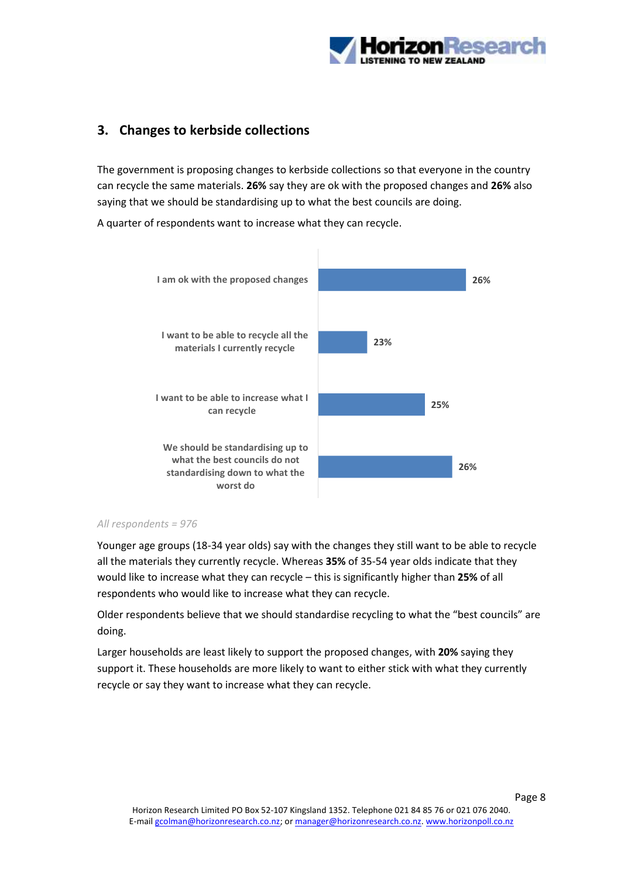## 3. Changes to kerbside collections

The government is proposing changes to kerbside collections so that everyone in the country can recycle the same materials. **26%** say they are ok with the proposed changes and **26%** also saying that we should be standardising up to what the best councils are doing.

A quarter of respondents want to increase what they can recycle.

| Response | % |
|---|---|
| I am ok with the proposed changes | 26% |
| I want to be able to recycle all the materials I currently recycle | 23% |
| I want to be able to increase what I can recycle | 25% |
| We should be standardising up to what the best councils do not standardising down to what the worst do | 26% |

*All respondents = 976*

Younger age groups (18-34 year olds) say with the changes they still want to be able to recycle all the materials they currently recycle. Whereas **35%** of 35-54 year olds indicate that they would like to increase what they can recycle – this is significantly higher than **25%** of all respondents who would like to increase what they can recycle.

Older respondents believe that we should standardise recycling to what the "best councils" are doing.

Larger households are least likely to support the proposed changes, with **20%** saying they support it. These households are more likely to want to either stick with what they currently recycle or say they want to increase what they can recycle.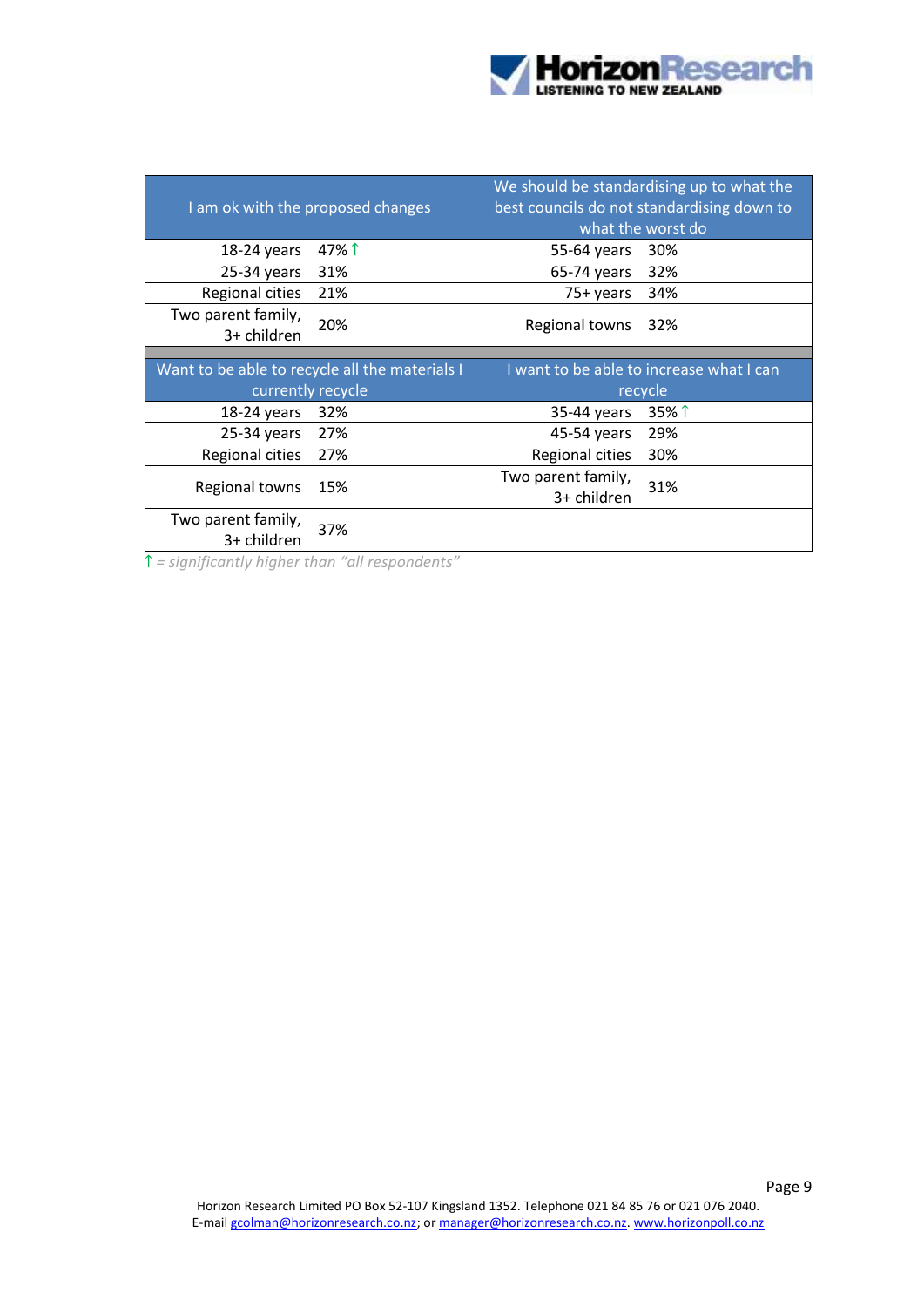| I am ok with the proposed changes | | We should be standardising up to what the best councils do not standardising down to what the worst do | |
|---|---|---|---|
| 18-24 years | 47% ↑ | 55-64 years | 30% |
| 25-34 years | 31% | 65-74 years | 32% |
| Regional cities | 21% | 75+ years | 34% |
| Two parent family, 3+ children | 20% | Regional towns | 32% |
| **Want to be able to recycle all the materials I currently recycle** | | **I want to be able to increase what I can recycle** | |
| 18-24 years | 32% | 35-44 years | 35% ↑ |
| 25-34 years | 27% | 45-54 years | 29% |
| Regional cities | 27% | Regional cities | 30% |
| Regional towns | 15% | Two parent family, 3+ children | 31% |
| Two parent family, 3+ children | 37% | | |

*↑ = significantly higher than "all respondents"*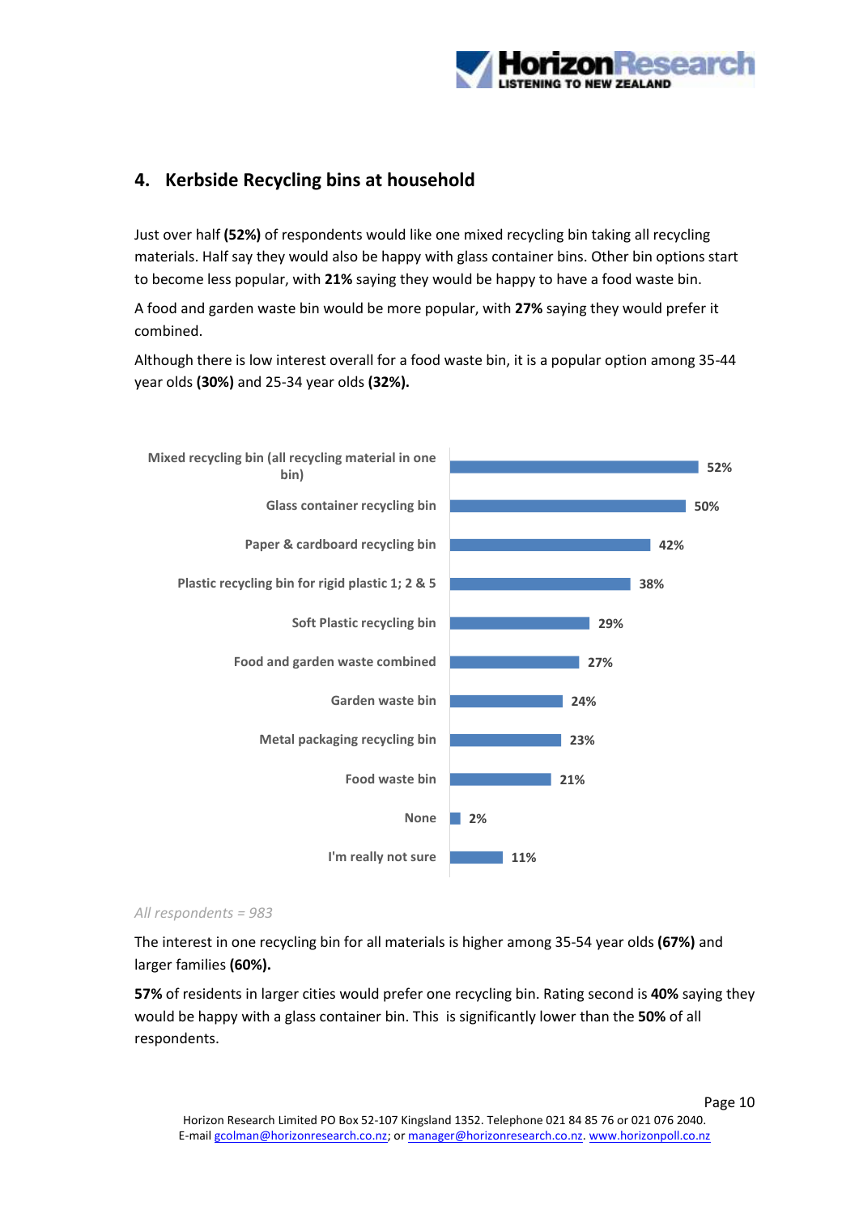## 4. Kerbside Recycling bins at household

Just over half **(52%)** of respondents would like one mixed recycling bin taking all recycling materials. Half say they would also be happy with glass container bins. Other bin options start to become less popular, with **21%** saying they would be happy to have a food waste bin.

A food and garden waste bin would be more popular, with **27%** saying they would prefer it combined.

Although there is low interest overall for a food waste bin, it is a popular option among 35-44 year olds **(30%)** and 25-34 year olds **(32%).**

| Option | % |
|---|---|
| Mixed recycling bin (all recycling material in one bin) | 52% |
| Glass container recycling bin | 50% |
| Paper & cardboard recycling bin | 42% |
| Plastic recycling bin for rigid plastic 1; 2 & 5 | 38% |
| Soft Plastic recycling bin | 29% |
| Food and garden waste combined | 27% |
| Garden waste bin | 24% |
| Metal packaging recycling bin | 23% |
| Food waste bin | 21% |
| None | 2% |
| I'm really not sure | 11% |

*All respondents = 983*

The interest in one recycling bin for all materials is higher among 35-54 year olds **(67%)** and larger families **(60%).**

**57%** of residents in larger cities would prefer one recycling bin. Rating second is **40%** saying they would be happy with a glass container bin. This is significantly lower than the **50%** of all respondents.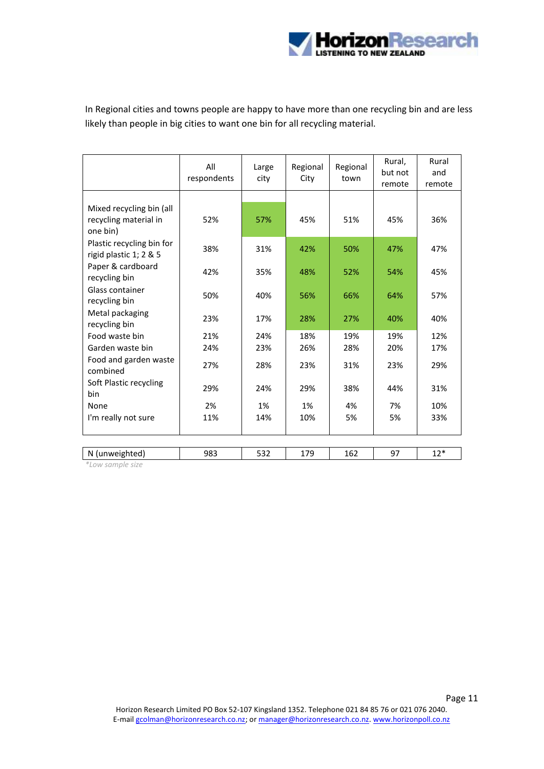In Regional cities and towns people are happy to have more than one recycling bin and are less likely than people in big cities to want one bin for all recycling material.

| | All respondents | Large city | Regional City | Regional town | Rural, but not remote | Rural and remote |
|---|---|---|---|---|---|---|
| Mixed recycling bin (all recycling material in one bin) | 52% | 57% | 45% | 51% | 45% | 36% |
| Plastic recycling bin for rigid plastic 1; 2 & 5 | 38% | 31% | 42% | 50% | 47% | 47% |
| Paper & cardboard recycling bin | 42% | 35% | 48% | 52% | 54% | 45% |
| Glass container recycling bin | 50% | 40% | 56% | 66% | 64% | 57% |
| Metal packaging recycling bin | 23% | 17% | 28% | 27% | 40% | 40% |
| Food waste bin | 21% | 24% | 18% | 19% | 19% | 12% |
| Garden waste bin | 24% | 23% | 26% | 28% | 20% | 17% |
| Food and garden waste combined | 27% | 28% | 23% | 31% | 23% | 29% |
| Soft Plastic recycling bin | 29% | 24% | 29% | 38% | 44% | 31% |
| None | 2% | 1% | 1% | 4% | 7% | 10% |
| I'm really not sure | 11% | 14% | 10% | 5% | 5% | 33% |
| N (unweighted) | 983 | 532 | 179 | 162 | 97 | 12* |

*Low sample size

Horizon Research Limited PO Box 52-107 Kingsland 1352. Telephone 021 84 85 76 or 021 076 2040. E-mail gcolman@horizonresearch.co.nz; or manager@horizonresearch.co.nz. www.horizonpoll.co.nz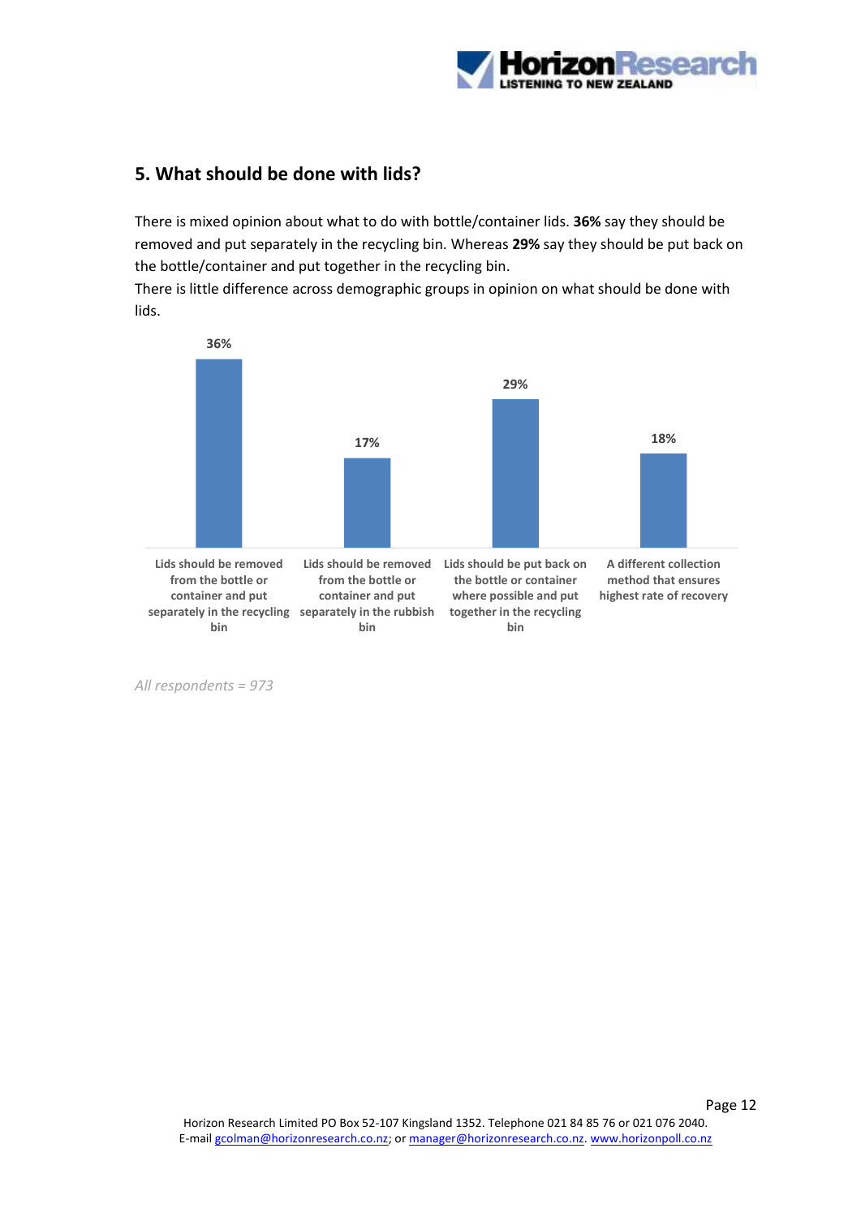## 5. What should be done with lids?

There is mixed opinion about what to do with bottle/container lids. **36%** say they should be removed and put separately in the recycling bin. Whereas **29%** say they should be put back on the bottle/container and put together in the recycling bin.

There is little difference across demographic groups in opinion on what should be done with lids.

| Response | % |
|---|---|
| Lids should be removed from the bottle or container and put separately in the recycling bin | 36% |
| Lids should be removed from the bottle or container and put separately in the rubbish bin | 17% |
| Lids should be put back on the bottle or container where possible and put together in the recycling bin | 29% |
| A different collection method that ensures highest rate of recovery | 18% |

*All respondents = 973*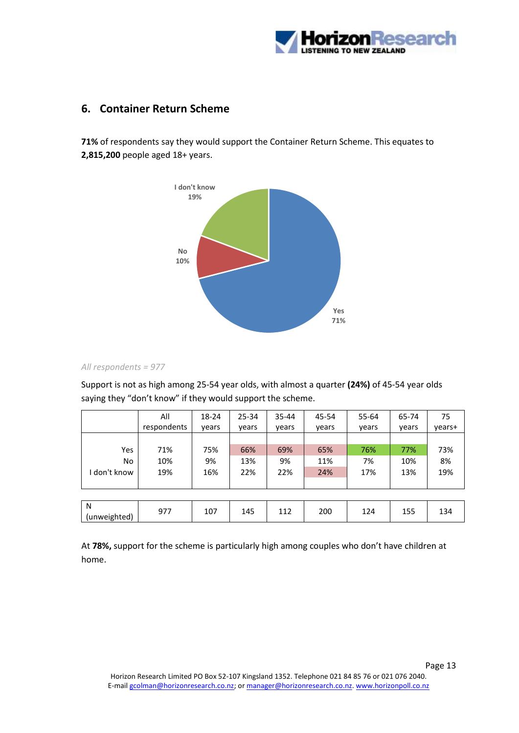## 6. Container Return Scheme

**71%** of respondents say they would support the Container Return Scheme. This equates to **2,815,200** people aged 18+ years.

I don't know 19%

No 10%

Yes 71%

*All respondents = 977*

Support is not as high among 25-54 year olds, with almost a quarter **(24%)** of 45-54 year olds saying they "don't know" if they would support the scheme.

| | All respondents | 18-24 years | 25-34 years | 35-44 years | 45-54 years | 55-64 years | 65-74 years | 75 years+ |
|---|---|---|---|---|---|---|---|---|
| Yes | 71% | 75% | 66% | 69% | 65% | 76% | 77% | 73% |
| No | 10% | 9% | 13% | 9% | 11% | 7% | 10% | 8% |
| I don't know | 19% | 16% | 22% | 22% | 24% | 17% | 13% | 19% |
| N (unweighted) | 977 | 107 | 145 | 112 | 200 | 124 | 155 | 134 |

At **78%,** support for the scheme is particularly high among couples who don't have children at home.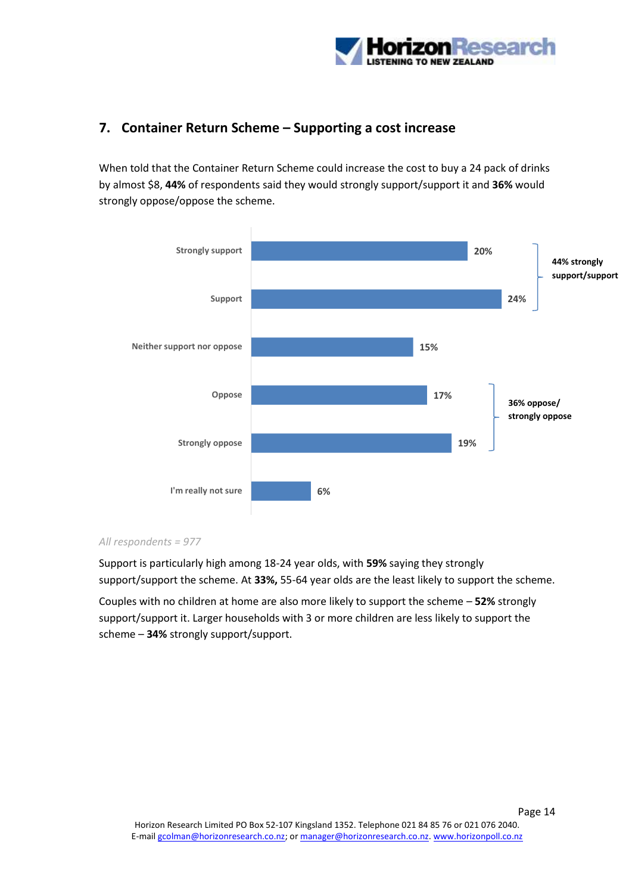## 7. Container Return Scheme – Supporting a cost increase

When told that the Container Return Scheme could increase the cost to buy a 24 pack of drinks by almost $8, **44%** of respondents said they would strongly support/support it and **36%** would strongly oppose/oppose the scheme.

| Response | % |
|---|---|
| Strongly support | 20% |
| Support | 24% |
| Neither support nor oppose | 15% |
| Oppose | 17% |
| Strongly oppose | 19% |
| I'm really not sure | 6% |

44% strongly support/support

36% oppose/strongly oppose

*All respondents = 977*

Support is particularly high among 18-24 year olds, with **59%** saying they strongly support/support the scheme. At **33%,** 55-64 year olds are the least likely to support the scheme.

Couples with no children at home are also more likely to support the scheme – **52%** strongly support/support it. Larger households with 3 or more children are less likely to support the scheme – **34%** strongly support/support.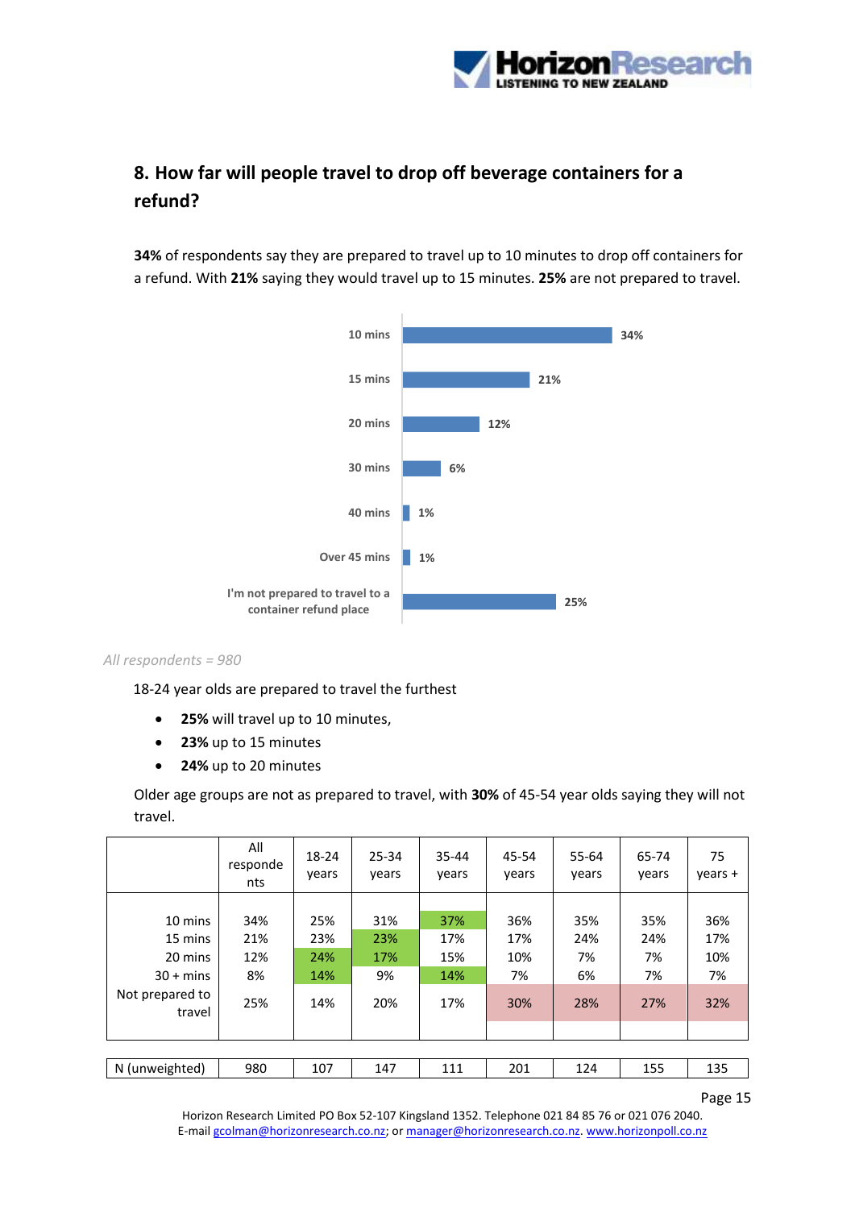## 8. How far will people travel to drop off beverage containers for a refund?

**34%** of respondents say they are prepared to travel up to 10 minutes to drop off containers for a refund. With **21%** saying they would travel up to 15 minutes. **25%** are not prepared to travel.

| | % |
|---|---|
| 10 mins | 34% |
| 15 mins | 21% |
| 20 mins | 12% |
| 30 mins | 6% |
| 40 mins | 1% |
| Over 45 mins | 1% |
| I'm not prepared to travel to a container refund place | 25% |

*All respondents = 980*

18-24 year olds are prepared to travel the furthest

- **25%** will travel up to 10 minutes,
- **23%** up to 15 minutes
- **24%** up to 20 minutes

Older age groups are not as prepared to travel, with **30%** of 45-54 year olds saying they will not travel.

| | All respondents | 18-24 years | 25-34 years | 35-44 years | 45-54 years | 55-64 years | 65-74 years | 75 years + |
|---|---|---|---|---|---|---|---|---|
| 10 mins | 34% | 25% | 31% | 37% | 36% | 35% | 35% | 36% |
| 15 mins | 21% | 23% | 23% | 17% | 17% | 24% | 24% | 17% |
| 20 mins | 12% | 24% | 17% | 15% | 10% | 7% | 7% | 10% |
| 30 + mins | 8% | 14% | 9% | 14% | 7% | 6% | 7% | 7% |
| Not prepared to travel | 25% | 14% | 20% | 17% | 30% | 28% | 27% | 32% |
| N (unweighted) | 980 | 107 | 147 | 111 | 201 | 124 | 155 | 135 |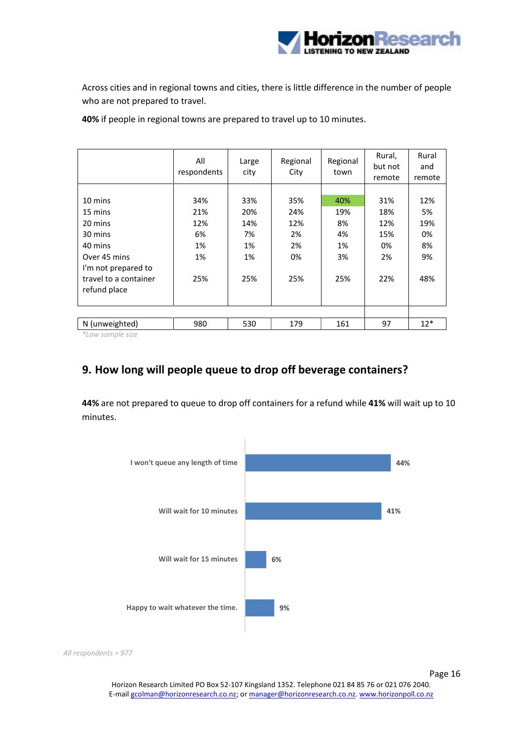Across cities and in regional towns and cities, there is little difference in the number of people who are not prepared to travel.

**40%** if people in regional towns are prepared to travel up to 10 minutes.

| | All respondents | Large city | Regional City | Regional town | Rural, but not remote | Rural and remote |
|---|---|---|---|---|---|---|
| 10 mins | 34% | 33% | 35% | 40% | 31% | 12% |
| 15 mins | 21% | 20% | 24% | 19% | 18% | 5% |
| 20 mins | 12% | 14% | 12% | 8% | 12% | 19% |
| 30 mins | 6% | 7% | 2% | 4% | 15% | 0% |
| 40 mins | 1% | 1% | 2% | 1% | 0% | 8% |
| Over 45 mins | 1% | 1% | 0% | 3% | 2% | 9% |
| I'm not prepared to travel to a container refund place | 25% | 25% | 25% | 25% | 22% | 48% |
| N (unweighted) | 980 | 530 | 179 | 161 | 97 | 12* |

*\*Low sample size*

## 9. How long will people queue to drop off beverage containers?

**44%** are not prepared to queue to drop off containers for a refund while **41%** will wait up to 10 minutes.

| | |
|---|---|
| I won't queue any length of time | 44% |
| Will wait for 10 minutes | 41% |
| Will wait for 15 minutes | 6% |
| Happy to wait whatever the time. | 9% |

*All respondents = 977*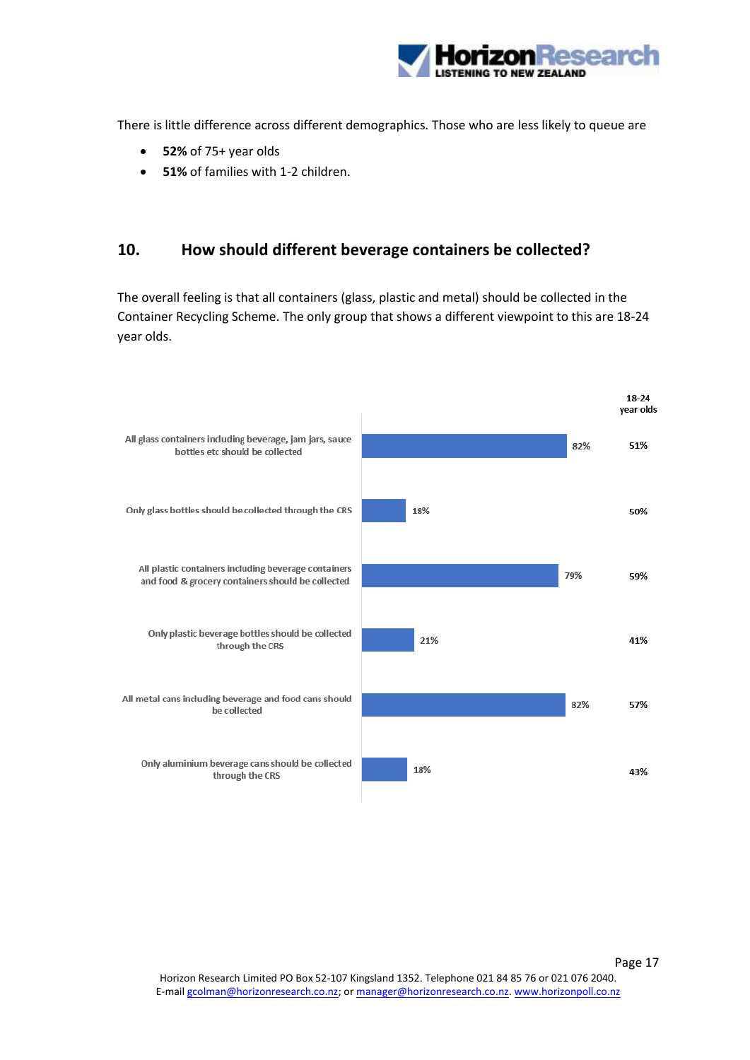There is little difference across different demographics. Those who are less likely to queue are

- **52%** of 75+ year olds
- **51%** of families with 1-2 children.

## 10. How should different beverage containers be collected?

The overall feeling is that all containers (glass, plastic and metal) should be collected in the Container Recycling Scheme. The only group that shows a different viewpoint to this are 18-24 year olds.

| | Total | 18-24 year olds |
|---|---|---|
| All glass containers including beverage, jam jars, sauce bottles etc should be collected | 82% | 51% |
| Only glass bottles should be collected through the CRS | 18% | 50% |
| All plastic containers including beverage containers and food & grocery containers should be collected | 79% | 59% |
| Only plastic beverage bottles should be collected through the CRS | 21% | 41% |
| All metal cans including beverage and food cans should be collected | 82% | 57% |
| Only aluminium beverage cans should be collected through the CRS | 18% | 43% |

Horizon Research Limited PO Box 52-107 Kingsland 1352. Telephone 021 84 85 76 or 021 076 2040.
E-mail gcolman@horizonresearch.co.nz; or manager@horizonresearch.co.nz. www.horizonpoll.co.nz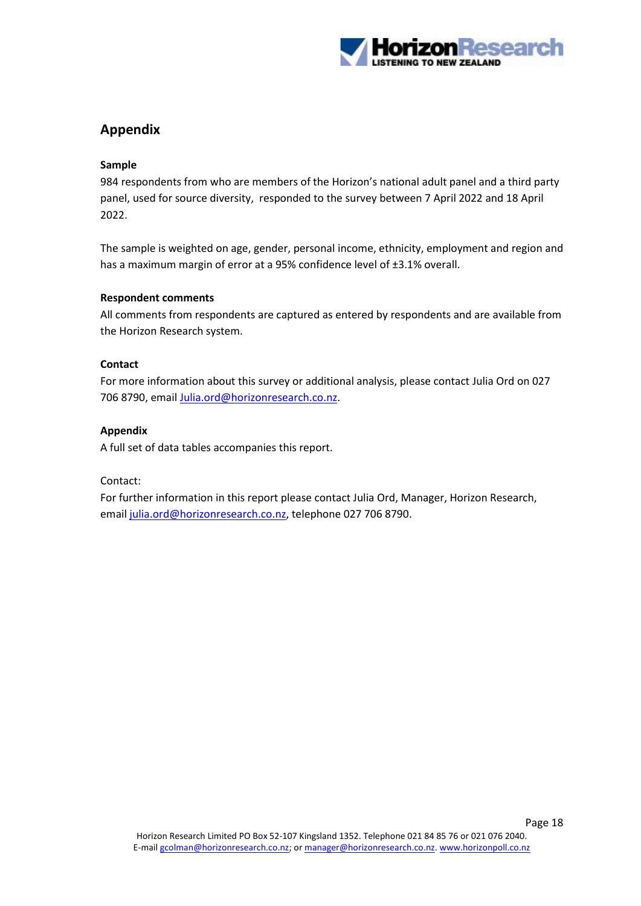## Appendix

### Sample

984 respondents from who are members of the Horizon's national adult panel and a third party panel, used for source diversity, responded to the survey between 7 April 2022 and 18 April 2022.

The sample is weighted on age, gender, personal income, ethnicity, employment and region and has a maximum margin of error at a 95% confidence level of ±3.1% overall.

### Respondent comments

All comments from respondents are captured as entered by respondents and are available from the Horizon Research system.

### Contact

For more information about this survey or additional analysis, please contact Julia Ord on 027 706 8790, email Julia.ord@horizonresearch.co.nz.

### Appendix

A full set of data tables accompanies this report.

Contact:
For further information in this report please contact Julia Ord, Manager, Horizon Research, email julia.ord@horizonresearch.co.nz, telephone 027 706 8790.